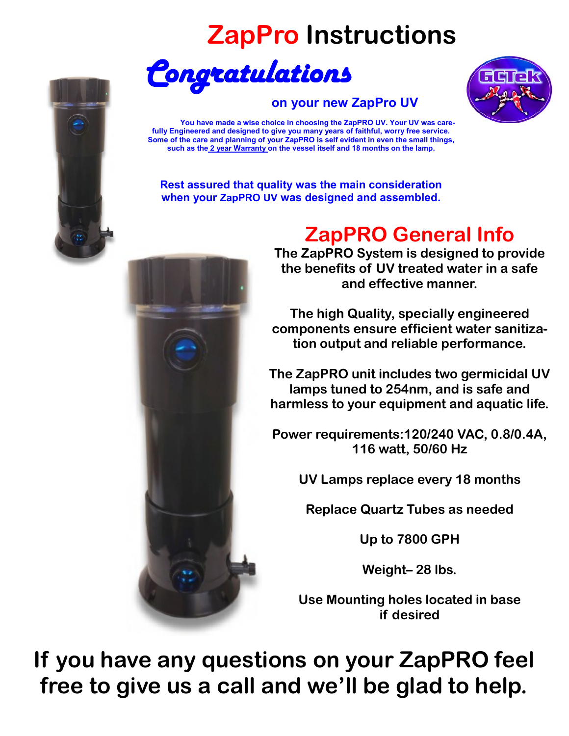# ZapPro Instructions

## Congratulations

**on your new ZapPro UV**

**You have made a wise choice in choosing the ZapPRO UV. Your UV was carefully Engineered and designed to give you many years of faithful, worry free service. Some of the care and planning of your ZapPRO is self evident in even the small things, such as the 2 year Warranty on the vessel itself and 18 months on the lamp.**

**Rest assured that quality was the main consideration when your ZapPRO UV was designed and assembled.**

## ZapPRO General Info

**The ZapPRO System is designed to provide the benefits of UV treated water in a safe and effective manner.**

**The high Quality, specially engineered components ensure efficient water sanitization output and reliable performance.**

**The ZapPRO unit includes two germicidal UV lamps tuned to 254nm, and is safe and harmless to your equipment and aquatic life.**

**Power requirements:120/240 VAC, 0.8/0.4A, 116 watt, 50/60 Hz**

**UV Lamps replace every 18 months**

**Replace Quartz Tubes as needed**

**Up to 7800 GPH**

**Weight– 28 lbs.**

**Use Mounting holes located in base if desired**

**If you have any questions on your ZapPRO feel free to give us a call and we'll be glad to help.**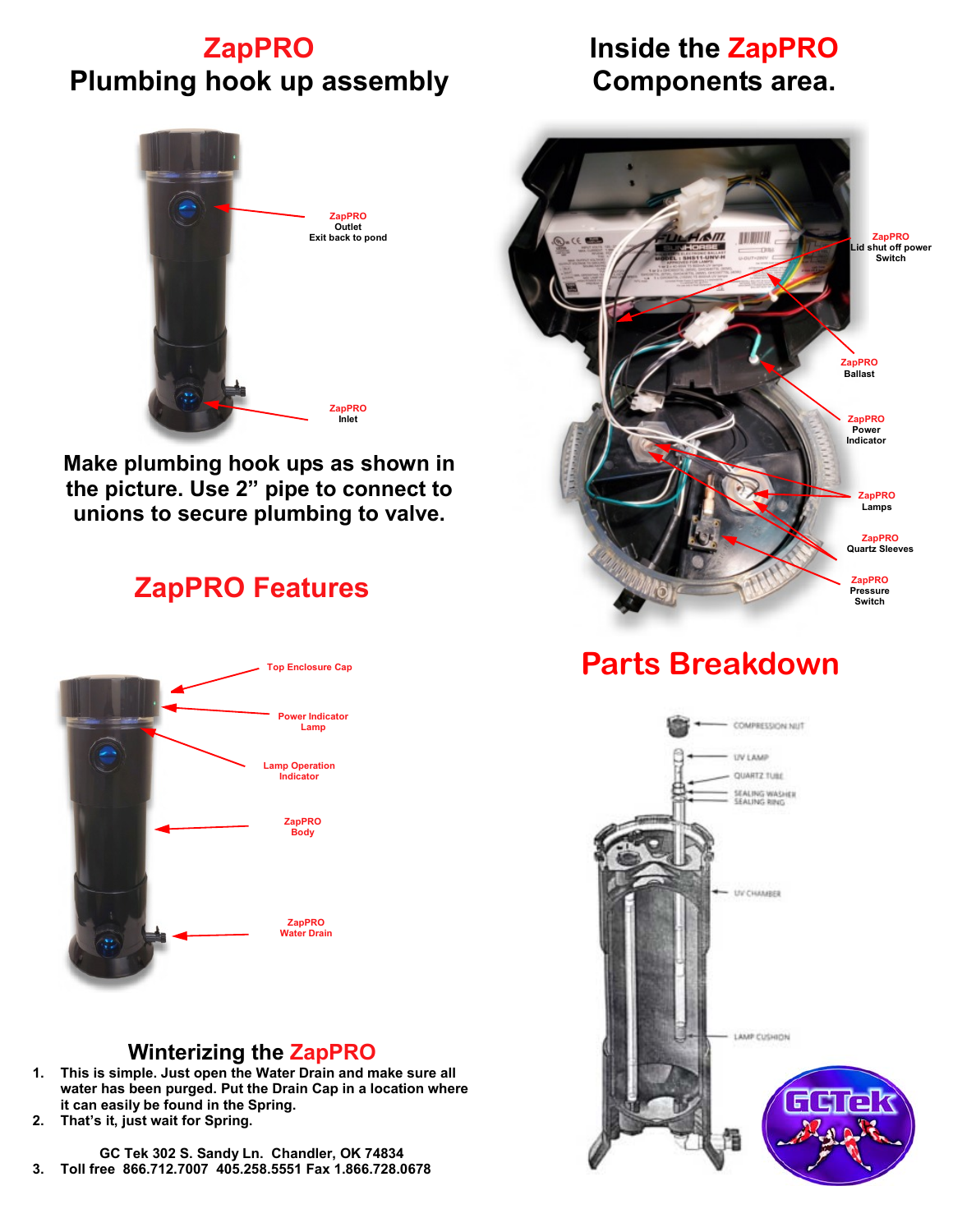## ZapPRO Plumbing hook up assembly

ZapPRO
Outlet
Exit back to pond

ZapPRO
Inlet

**Make plumbing hook ups as shown in the picture. Use 2" pipe to connect to unions to secure plumbing to valve.**

## ZapPRO Features

Top Enclosure Cap

Power Indicator Lamp

Lamp Operation Indicator

ZapPRO Body

ZapPRO Water Drain

## Winterizing the ZapPRO

1. This is simple. Just open the Water Drain and make sure all water has been purged. Put the Drain Cap in a location where it can easily be found in the Spring.
2. That's it, just wait for Spring.

GC Tek 302 S. Sandy Ln. Chandler, OK 74834

3. Toll free 866.712.7007 405.258.5551 Fax 1.866.728.0678

## Inside the ZapPRO Components area.

ZapPRO
Lid shut off power Switch

ZapPRO
Ballast

ZapPRO
Power Indicator

ZapPRO
Lamps

ZapPRO
Quartz Sleeves

ZapPRO
Pressure Switch

## Parts Breakdown

COMPRESSION NUT

UV LAMP

QUARTZ TUBE

SEALING WASHER

SEALING RING

UV CHAMBER

LAMP CUSHION

GCTek